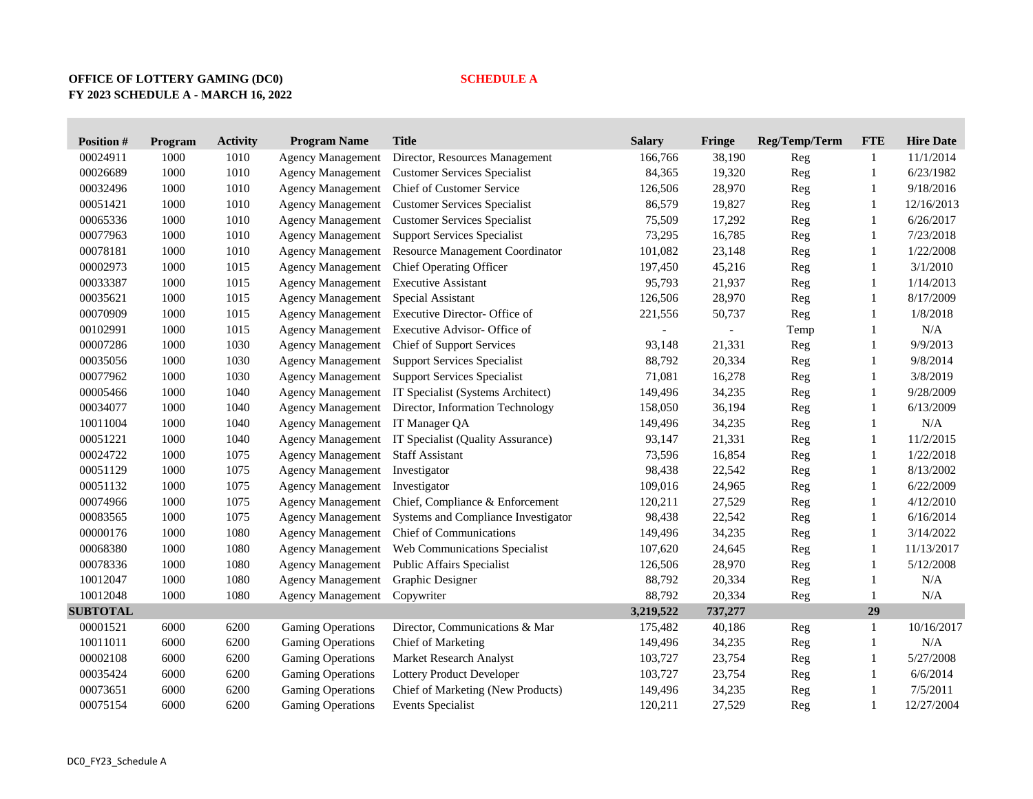**OFFICE OF LOTTERY GAMING (DC0)**
**FY 2023 SCHEDULE A - MARCH 16, 2022**

**SCHEDULE A**

| Position # | Program | Activity | Program Name | Title | Salary | Fringe | Reg/Temp/Term | FTE | Hire Date |
|---|---|---|---|---|---|---|---|---|---|
| 00024911 | 1000 | 1010 | Agency Management | Director, Resources Management | 166,766 | 38,190 | Reg | 1 | 11/1/2014 |
| 00026689 | 1000 | 1010 | Agency Management | Customer Services Specialist | 84,365 | 19,320 | Reg | 1 | 6/23/1982 |
| 00032496 | 1000 | 1010 | Agency Management | Chief of Customer Service | 126,506 | 28,970 | Reg | 1 | 9/18/2016 |
| 00051421 | 1000 | 1010 | Agency Management | Customer Services Specialist | 86,579 | 19,827 | Reg | 1 | 12/16/2013 |
| 00065336 | 1000 | 1010 | Agency Management | Customer Services Specialist | 75,509 | 17,292 | Reg | 1 | 6/26/2017 |
| 00077963 | 1000 | 1010 | Agency Management | Support Services Specialist | 73,295 | 16,785 | Reg | 1 | 7/23/2018 |
| 00078181 | 1000 | 1010 | Agency Management | Resource Management Coordinator | 101,082 | 23,148 | Reg | 1 | 1/22/2008 |
| 00002973 | 1000 | 1015 | Agency Management | Chief Operating Officer | 197,450 | 45,216 | Reg | 1 | 3/1/2010 |
| 00033387 | 1000 | 1015 | Agency Management | Executive Assistant | 95,793 | 21,937 | Reg | 1 | 1/14/2013 |
| 00035621 | 1000 | 1015 | Agency Management | Special Assistant | 126,506 | 28,970 | Reg | 1 | 8/17/2009 |
| 00070909 | 1000 | 1015 | Agency Management | Executive Director- Office of | 221,556 | 50,737 | Reg | 1 | 1/8/2018 |
| 00102991 | 1000 | 1015 | Agency Management | Executive Advisor- Office of | - | - | Temp | 1 | N/A |
| 00007286 | 1000 | 1030 | Agency Management | Chief of Support Services | 93,148 | 21,331 | Reg | 1 | 9/9/2013 |
| 00035056 | 1000 | 1030 | Agency Management | Support Services Specialist | 88,792 | 20,334 | Reg | 1 | 9/8/2014 |
| 00077962 | 1000 | 1030 | Agency Management | Support Services Specialist | 71,081 | 16,278 | Reg | 1 | 3/8/2019 |
| 00005466 | 1000 | 1040 | Agency Management | IT Specialist (Systems Architect) | 149,496 | 34,235 | Reg | 1 | 9/28/2009 |
| 00034077 | 1000 | 1040 | Agency Management | Director, Information Technology | 158,050 | 36,194 | Reg | 1 | 6/13/2009 |
| 10011004 | 1000 | 1040 | Agency Management | IT Manager QA | 149,496 | 34,235 | Reg | 1 | N/A |
| 00051221 | 1000 | 1040 | Agency Management | IT Specialist (Quality Assurance) | 93,147 | 21,331 | Reg | 1 | 11/2/2015 |
| 00024722 | 1000 | 1075 | Agency Management | Staff Assistant | 73,596 | 16,854 | Reg | 1 | 1/22/2018 |
| 00051129 | 1000 | 1075 | Agency Management | Investigator | 98,438 | 22,542 | Reg | 1 | 8/13/2002 |
| 00051132 | 1000 | 1075 | Agency Management | Investigator | 109,016 | 24,965 | Reg | 1 | 6/22/2009 |
| 00074966 | 1000 | 1075 | Agency Management | Chief, Compliance & Enforcement | 120,211 | 27,529 | Reg | 1 | 4/12/2010 |
| 00083565 | 1000 | 1075 | Agency Management | Systems and Compliance Investigator | 98,438 | 22,542 | Reg | 1 | 6/16/2014 |
| 00000176 | 1000 | 1080 | Agency Management | Chief of Communications | 149,496 | 34,235 | Reg | 1 | 3/14/2022 |
| 00068380 | 1000 | 1080 | Agency Management | Web Communications Specialist | 107,620 | 24,645 | Reg | 1 | 11/13/2017 |
| 00078336 | 1000 | 1080 | Agency Management | Public Affairs Specialist | 126,506 | 28,970 | Reg | 1 | 5/12/2008 |
| 10012047 | 1000 | 1080 | Agency Management | Graphic Designer | 88,792 | 20,334 | Reg | 1 | N/A |
| 10012048 | 1000 | 1080 | Agency Management | Copywriter | 88,792 | 20,334 | Reg | 1 | N/A |
| **SUBTOTAL** | | | | | **3,219,522** | **737,277** | | **29** | |
| 00001521 | 6000 | 6200 | Gaming Operations | Director, Communications & Mar | 175,482 | 40,186 | Reg | 1 | 10/16/2017 |
| 10011011 | 6000 | 6200 | Gaming Operations | Chief of Marketing | 149,496 | 34,235 | Reg | 1 | N/A |
| 00002108 | 6000 | 6200 | Gaming Operations | Market Research Analyst | 103,727 | 23,754 | Reg | 1 | 5/27/2008 |
| 00035424 | 6000 | 6200 | Gaming Operations | Lottery Product Developer | 103,727 | 23,754 | Reg | 1 | 6/6/2014 |
| 00073651 | 6000 | 6200 | Gaming Operations | Chief of Marketing (New Products) | 149,496 | 34,235 | Reg | 1 | 7/5/2011 |
| 00075154 | 6000 | 6200 | Gaming Operations | Events Specialist | 120,211 | 27,529 | Reg | 1 | 12/27/2004 |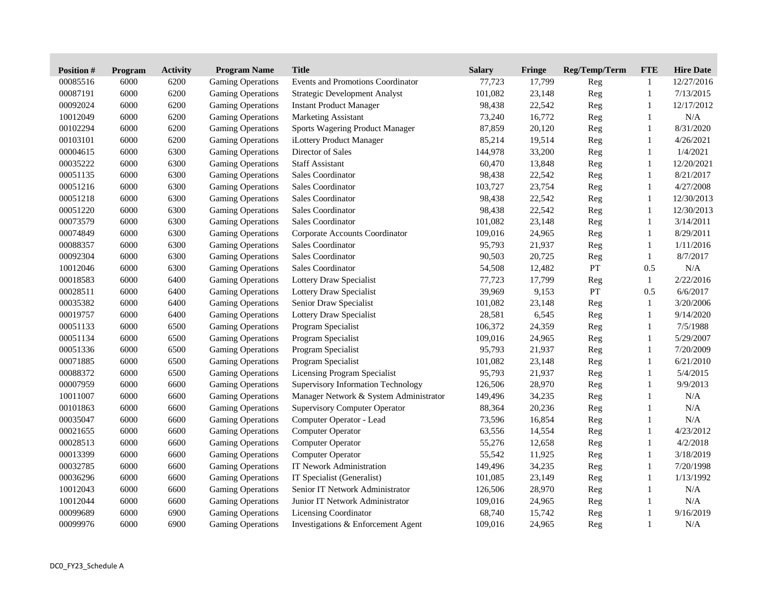| Position # | Program | Activity | Program Name | Title | Salary | Fringe | Reg/Temp/Term | FTE | Hire Date |
|---|---|---|---|---|---|---|---|---|---|
| 00085516 | 6000 | 6200 | Gaming Operations | Events and Promotions Coordinator | 77,723 | 17,799 | Reg | 1 | 12/27/2016 |
| 00087191 | 6000 | 6200 | Gaming Operations | Strategic Development Analyst | 101,082 | 23,148 | Reg | 1 | 7/13/2015 |
| 00092024 | 6000 | 6200 | Gaming Operations | Instant Product Manager | 98,438 | 22,542 | Reg | 1 | 12/17/2012 |
| 10012049 | 6000 | 6200 | Gaming Operations | Marketing Assistant | 73,240 | 16,772 | Reg | 1 | N/A |
| 00102294 | 6000 | 6200 | Gaming Operations | Sports Wagering Product Manager | 87,859 | 20,120 | Reg | 1 | 8/31/2020 |
| 00103101 | 6000 | 6200 | Gaming Operations | iLottery Product Manager | 85,214 | 19,514 | Reg | 1 | 4/26/2021 |
| 00004615 | 6000 | 6300 | Gaming Operations | Director of Sales | 144,978 | 33,200 | Reg | 1 | 1/4/2021 |
| 00035222 | 6000 | 6300 | Gaming Operations | Staff Assistant | 60,470 | 13,848 | Reg | 1 | 12/20/2021 |
| 00051135 | 6000 | 6300 | Gaming Operations | Sales Coordinator | 98,438 | 22,542 | Reg | 1 | 8/21/2017 |
| 00051216 | 6000 | 6300 | Gaming Operations | Sales Coordinator | 103,727 | 23,754 | Reg | 1 | 4/27/2008 |
| 00051218 | 6000 | 6300 | Gaming Operations | Sales Coordinator | 98,438 | 22,542 | Reg | 1 | 12/30/2013 |
| 00051220 | 6000 | 6300 | Gaming Operations | Sales Coordinator | 98,438 | 22,542 | Reg | 1 | 12/30/2013 |
| 00073579 | 6000 | 6300 | Gaming Operations | Sales Coordinator | 101,082 | 23,148 | Reg | 1 | 3/14/2011 |
| 00074849 | 6000 | 6300 | Gaming Operations | Corporate Accounts Coordinator | 109,016 | 24,965 | Reg | 1 | 8/29/2011 |
| 00088357 | 6000 | 6300 | Gaming Operations | Sales Coordinator | 95,793 | 21,937 | Reg | 1 | 1/11/2016 |
| 00092304 | 6000 | 6300 | Gaming Operations | Sales Coordinator | 90,503 | 20,725 | Reg | 1 | 8/7/2017 |
| 10012046 | 6000 | 6300 | Gaming Operations | Sales Coordinator | 54,508 | 12,482 | PT | 0.5 | N/A |
| 00018583 | 6000 | 6400 | Gaming Operations | Lottery Draw Specialist | 77,723 | 17,799 | Reg | 1 | 2/22/2016 |
| 00028511 | 6000 | 6400 | Gaming Operations | Lottery Draw Specialist | 39,969 | 9,153 | PT | 0.5 | 6/6/2017 |
| 00035382 | 6000 | 6400 | Gaming Operations | Senior Draw Specialist | 101,082 | 23,148 | Reg | 1 | 3/20/2006 |
| 00019757 | 6000 | 6400 | Gaming Operations | Lottery Draw Specialist | 28,581 | 6,545 | Reg | 1 | 9/14/2020 |
| 00051133 | 6000 | 6500 | Gaming Operations | Program Specialist | 106,372 | 24,359 | Reg | 1 | 7/5/1988 |
| 00051134 | 6000 | 6500 | Gaming Operations | Program Specialist | 109,016 | 24,965 | Reg | 1 | 5/29/2007 |
| 00051336 | 6000 | 6500 | Gaming Operations | Program Specialist | 95,793 | 21,937 | Reg | 1 | 7/20/2009 |
| 00071885 | 6000 | 6500 | Gaming Operations | Program Specialist | 101,082 | 23,148 | Reg | 1 | 6/21/2010 |
| 00088372 | 6000 | 6500 | Gaming Operations | Licensing Program Specialist | 95,793 | 21,937 | Reg | 1 | 5/4/2015 |
| 00007959 | 6000 | 6600 | Gaming Operations | Supervisory Information Technology | 126,506 | 28,970 | Reg | 1 | 9/9/2013 |
| 10011007 | 6000 | 6600 | Gaming Operations | Manager Network & System Administrator | 149,496 | 34,235 | Reg | 1 | N/A |
| 00101863 | 6000 | 6600 | Gaming Operations | Supervisory Computer Operator | 88,364 | 20,236 | Reg | 1 | N/A |
| 00035047 | 6000 | 6600 | Gaming Operations | Computer Operator - Lead | 73,596 | 16,854 | Reg | 1 | N/A |
| 00021655 | 6000 | 6600 | Gaming Operations | Computer Operator | 63,556 | 14,554 | Reg | 1 | 4/23/2012 |
| 00028513 | 6000 | 6600 | Gaming Operations | Computer Operator | 55,276 | 12,658 | Reg | 1 | 4/2/2018 |
| 00013399 | 6000 | 6600 | Gaming Operations | Computer Operator | 55,542 | 11,925 | Reg | 1 | 3/18/2019 |
| 00032785 | 6000 | 6600 | Gaming Operations | IT Nework Administration | 149,496 | 34,235 | Reg | 1 | 7/20/1998 |
| 00036296 | 6000 | 6600 | Gaming Operations | IT Specialist (Generalist) | 101,085 | 23,149 | Reg | 1 | 1/13/1992 |
| 10012043 | 6000 | 6600 | Gaming Operations | Senior IT Network Administrator | 126,506 | 28,970 | Reg | 1 | N/A |
| 10012044 | 6000 | 6600 | Gaming Operations | Junior IT Network Administrator | 109,016 | 24,965 | Reg | 1 | N/A |
| 00099689 | 6000 | 6900 | Gaming Operations | Licensing Coordinator | 68,740 | 15,742 | Reg | 1 | 9/16/2019 |
| 00099976 | 6000 | 6900 | Gaming Operations | Investigations & Enforcement Agent | 109,016 | 24,965 | Reg | 1 | N/A |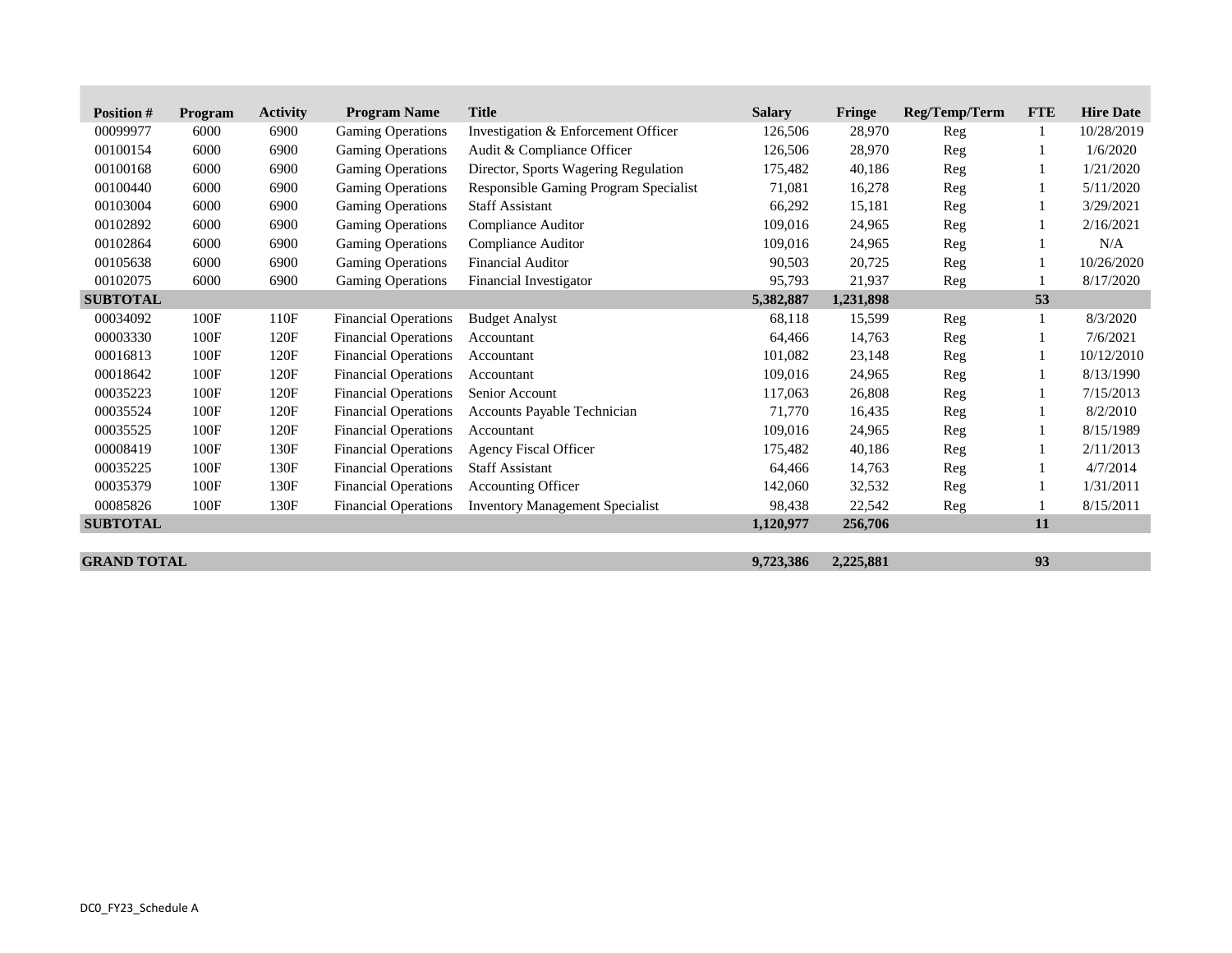| Position # | Program | Activity | Program Name | Title | Salary | Fringe | Reg/Temp/Term | FTE | Hire Date |
|---|---|---|---|---|---|---|---|---|---|
| 00099977 | 6000 | 6900 | Gaming Operations | Investigation & Enforcement Officer | 126,506 | 28,970 | Reg | 1 | 10/28/2019 |
| 00100154 | 6000 | 6900 | Gaming Operations | Audit & Compliance Officer | 126,506 | 28,970 | Reg | 1 | 1/6/2020 |
| 00100168 | 6000 | 6900 | Gaming Operations | Director, Sports Wagering Regulation | 175,482 | 40,186 | Reg | 1 | 1/21/2020 |
| 00100440 | 6000 | 6900 | Gaming Operations | Responsible Gaming Program Specialist | 71,081 | 16,278 | Reg | 1 | 5/11/2020 |
| 00103004 | 6000 | 6900 | Gaming Operations | Staff Assistant | 66,292 | 15,181 | Reg | 1 | 3/29/2021 |
| 00102892 | 6000 | 6900 | Gaming Operations | Compliance Auditor | 109,016 | 24,965 | Reg | 1 | 2/16/2021 |
| 00102864 | 6000 | 6900 | Gaming Operations | Compliance Auditor | 109,016 | 24,965 | Reg | 1 | N/A |
| 00105638 | 6000 | 6900 | Gaming Operations | Financial Auditor | 90,503 | 20,725 | Reg | 1 | 10/26/2020 |
| 00102075 | 6000 | 6900 | Gaming Operations | Financial Investigator | 95,793 | 21,937 | Reg | 1 | 8/17/2020 |
| **SUBTOTAL** | | | | | **5,382,887** | **1,231,898** | | **53** | |
| 00034092 | 100F | 110F | Financial Operations | Budget Analyst | 68,118 | 15,599 | Reg | 1 | 8/3/2020 |
| 00003330 | 100F | 120F | Financial Operations | Accountant | 64,466 | 14,763 | Reg | 1 | 7/6/2021 |
| 00016813 | 100F | 120F | Financial Operations | Accountant | 101,082 | 23,148 | Reg | 1 | 10/12/2010 |
| 00018642 | 100F | 120F | Financial Operations | Accountant | 109,016 | 24,965 | Reg | 1 | 8/13/1990 |
| 00035223 | 100F | 120F | Financial Operations | Senior Account | 117,063 | 26,808 | Reg | 1 | 7/15/2013 |
| 00035524 | 100F | 120F | Financial Operations | Accounts Payable Technician | 71,770 | 16,435 | Reg | 1 | 8/2/2010 |
| 00035525 | 100F | 120F | Financial Operations | Accountant | 109,016 | 24,965 | Reg | 1 | 8/15/1989 |
| 00008419 | 100F | 130F | Financial Operations | Agency Fiscal Officer | 175,482 | 40,186 | Reg | 1 | 2/11/2013 |
| 00035225 | 100F | 130F | Financial Operations | Staff Assistant | 64,466 | 14,763 | Reg | 1 | 4/7/2014 |
| 00035379 | 100F | 130F | Financial Operations | Accounting Officer | 142,060 | 32,532 | Reg | 1 | 1/31/2011 |
| 00085826 | 100F | 130F | Financial Operations | Inventory Management Specialist | 98,438 | 22,542 | Reg | 1 | 8/15/2011 |
| **SUBTOTAL** | | | | | **1,120,977** | **256,706** | | **11** | |
| | | | | | | | | | |
| **GRAND TOTAL** | | | | | **9,723,386** | **2,225,881** | | **93** | |

DC0_FY23_Schedule A